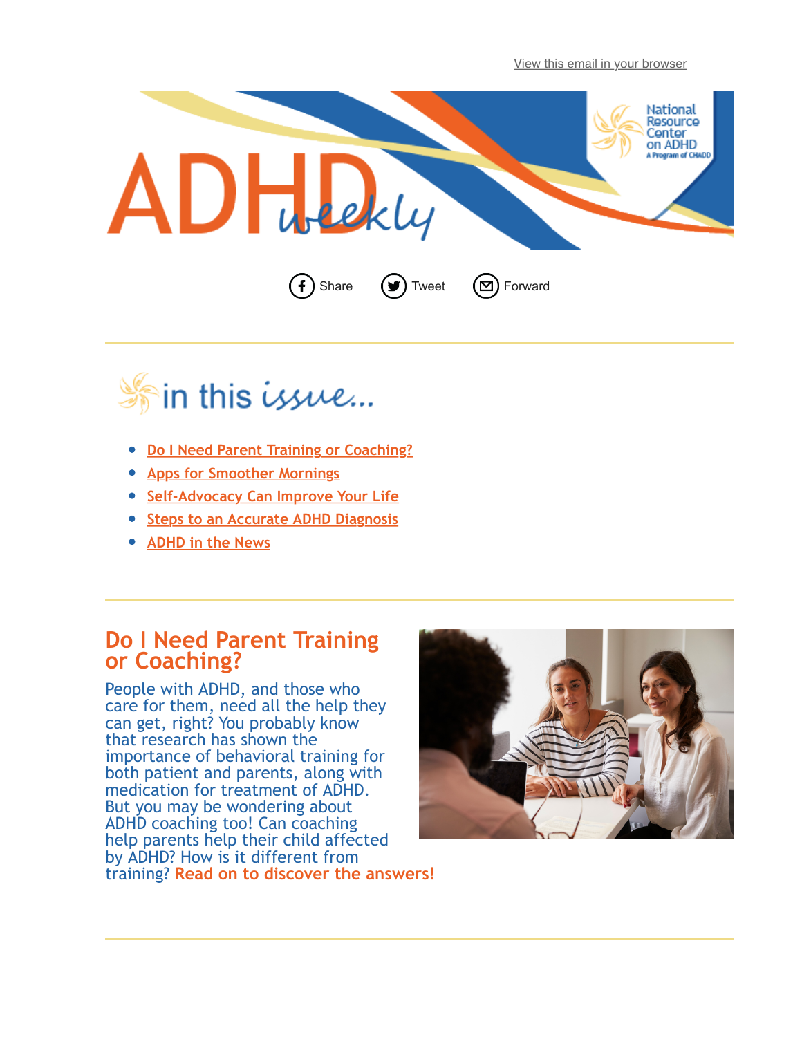View this email in your browser

# ADHD weekly

National Resource Center on ADHD
A Program of CHADD

Share Tweet Forward

## in this issue...

- Do I Need Parent Training or Coaching?
- Apps for Smoother Mornings
- Self-Advocacy Can Improve Your Life
- Steps to an Accurate ADHD Diagnosis
- ADHD in the News

## Do I Need Parent Training or Coaching?

People with ADHD, and those who care for them, need all the help they can get, right? You probably know that research has shown the importance of behavioral training for both patient and parents, along with medication for treatment of ADHD. But you may be wondering about ADHD coaching too! Can coaching help parents help their child affected by ADHD? How is it different from training? Read on to discover the answers!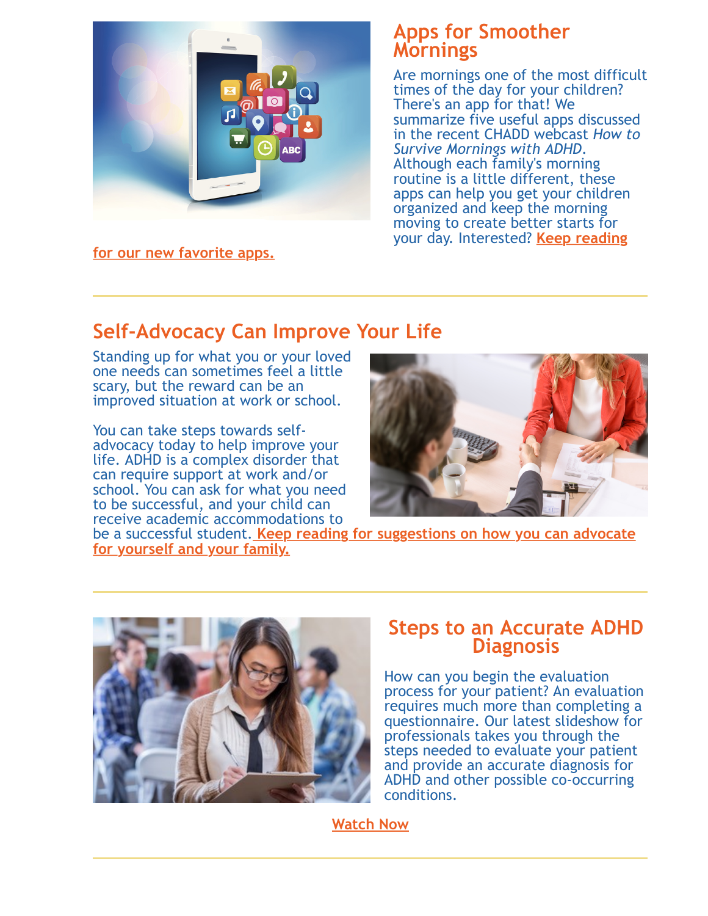## Apps for Smoother Mornings

Are mornings one of the most difficult times of the day for your children? There's an app for that! We summarize five useful apps discussed in the recent CHADD webcast *How to Survive Mornings with ADHD*. Although each family's morning routine is a little different, these apps can help you get your children organized and keep the morning moving to create better starts for your day. Interested? Keep reading for our new favorite apps.

---

## Self-Advocacy Can Improve Your Life

Standing up for what you or your loved one needs can sometimes feel a little scary, but the reward can be an improved situation at work or school.

You can take steps towards self-advocacy today to help improve your life. ADHD is a complex disorder that can require support at work and/or school. You can ask for what you need to be successful, and your child can receive academic accommodations to be a successful student. Keep reading for suggestions on how you can advocate for yourself and your family.

---

## Steps to an Accurate ADHD Diagnosis

How can you begin the evaluation process for your patient? An evaluation requires much more than completing a questionnaire. Our latest slideshow for professionals takes you through the steps needed to evaluate your patient and provide an accurate diagnosis for ADHD and other possible co-occurring conditions.

Watch Now

---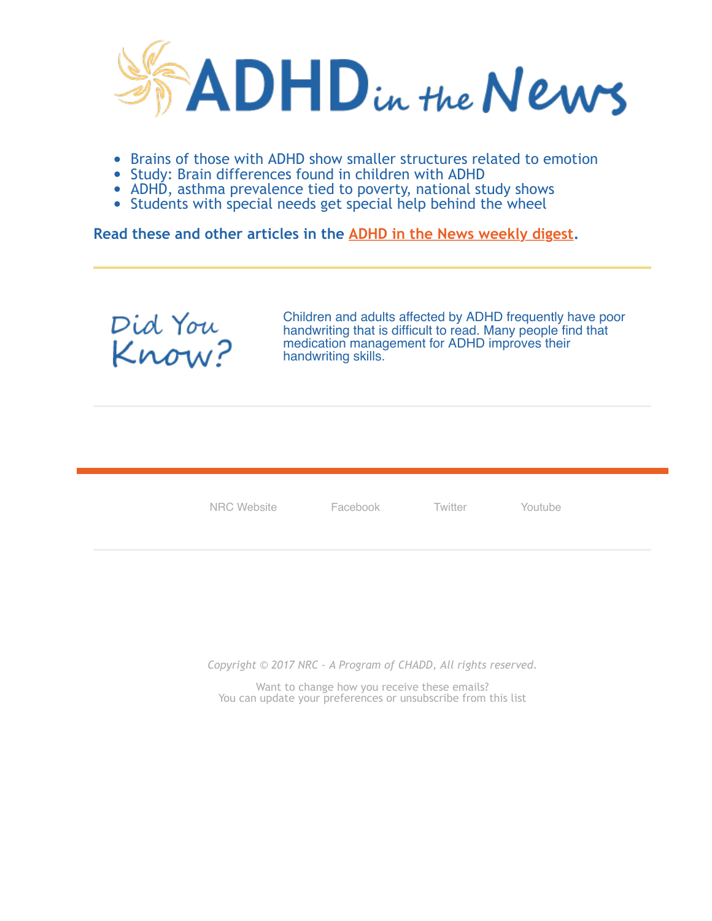# ADHD in the News

- Brains of those with ADHD show smaller structures related to emotion
- Study: Brain differences found in children with ADHD
- ADHD, asthma prevalence tied to poverty, national study shows
- Students with special needs get special help behind the wheel

**Read these and other articles in the ADHD in the News weekly digest.**

---

## Did You Know?

Children and adults affected by ADHD frequently have poor handwriting that is difficult to read. Many people find that medication management for ADHD improves their handwriting skills.

---

NRC Website | Facebook | Twitter | Youtube

---

*Copyright © 2017 NRC - A Program of CHADD, All rights reserved.*

Want to change how you receive these emails?
You can update your preferences or unsubscribe from this list